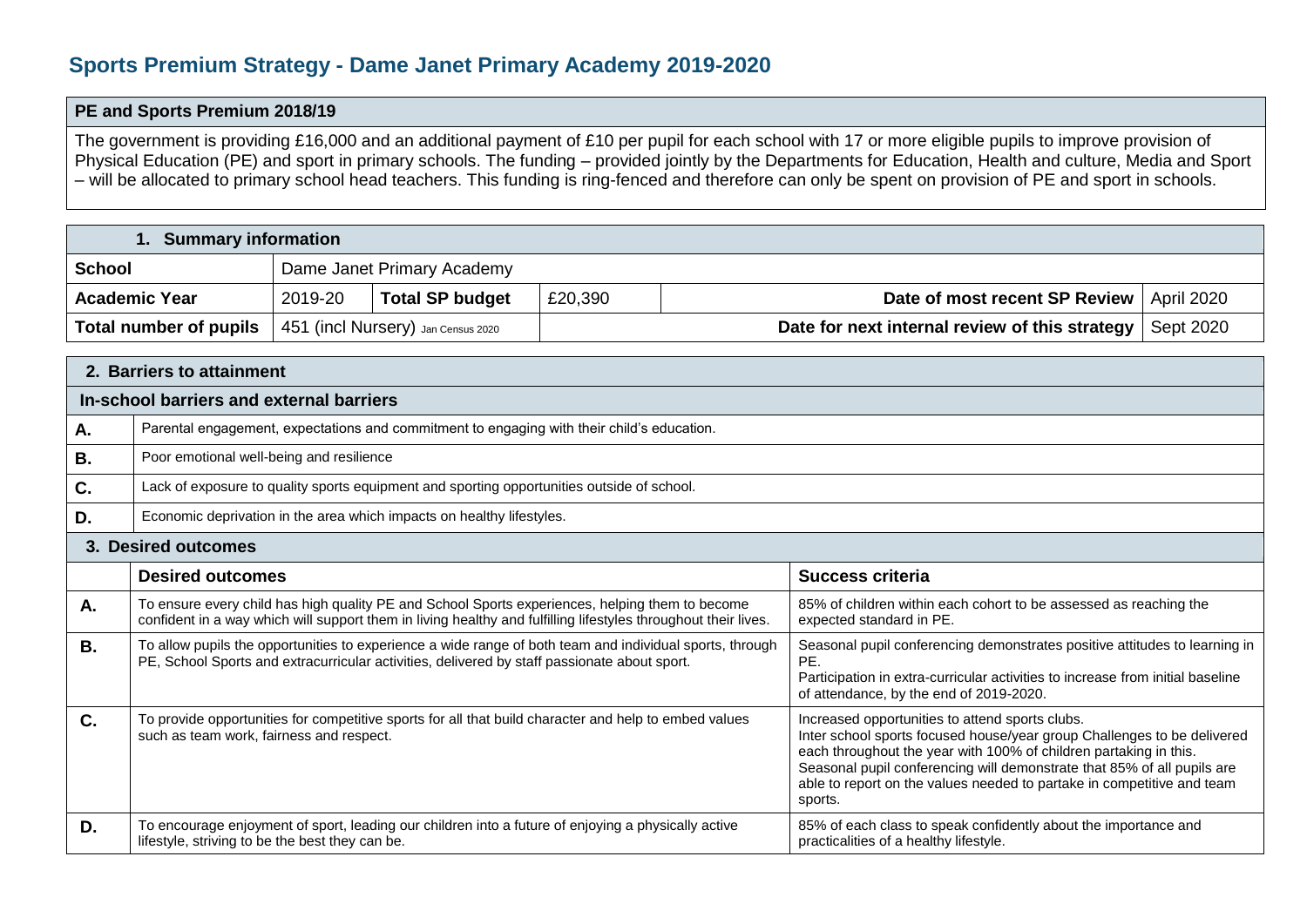# Sports Premium Strategy - Dame Janet Primary Academy 2019-2020

## PE and Sports Premium 2018/19

The government is providing £16,000 and an additional payment of £10 per pupil for each school with 17 or more eligible pupils to improve provision of Physical Education (PE) and sport in primary schools. The funding – provided jointly by the Departments for Education, Health and culture, Media and Sport – will be allocated to primary school head teachers. This funding is ring-fenced and therefore can only be spent on provision of PE and sport in schools.

## 1. Summary information

| | | | | | |
|---|---|---|---|---|---|
| **School** | Dame Janet Primary Academy | | | | |
| **Academic Year** | 2019-20 | **Total SP budget** | £20,390 | **Date of most recent SP Review** | April 2020 |
| **Total number of pupils** | 451 (incl Nursery) Jan Census 2020 | | | **Date for next internal review of this strategy** | Sept 2020 |

## 2. Barriers to attainment

**In-school barriers and external barriers**

| | |
|---|---|
| **A.** | Parental engagement, expectations and commitment to engaging with their child's education. |
| **B.** | Poor emotional well-being and resilience |
| **C.** | Lack of exposure to quality sports equipment and sporting opportunities outside of school. |
| **D.** | Economic deprivation in the area which impacts on healthy lifestyles. |

## 3. Desired outcomes

| | Desired outcomes | Success criteria |
|---|---|---|
| **A.** | To ensure every child has high quality PE and School Sports experiences, helping them to become confident in a way which will support them in living healthy and fulfilling lifestyles throughout their lives. | 85% of children within each cohort to be assessed as reaching the expected standard in PE. |
| **B.** | To allow pupils the opportunities to experience a wide range of both team and individual sports, through PE, School Sports and extracurricular activities, delivered by staff passionate about sport. | Seasonal pupil conferencing demonstrates positive attitudes to learning in PE.<br>Participation in extra-curricular activities to increase from initial baseline of attendance, by the end of 2019-2020. |
| **C.** | To provide opportunities for competitive sports for all that build character and help to embed values such as team work, fairness and respect. | Increased opportunities to attend sports clubs.<br>Inter school sports focused house/year group Challenges to be delivered each throughout the year with 100% of children partaking in this.<br>Seasonal pupil conferencing will demonstrate that 85% of all pupils are able to report on the values needed to partake in competitive and team sports. |
| **D.** | To encourage enjoyment of sport, leading our children into a future of enjoying a physically active lifestyle, striving to be the best they can be. | 85% of each class to speak confidently about the importance and practicalities of a healthy lifestyle. |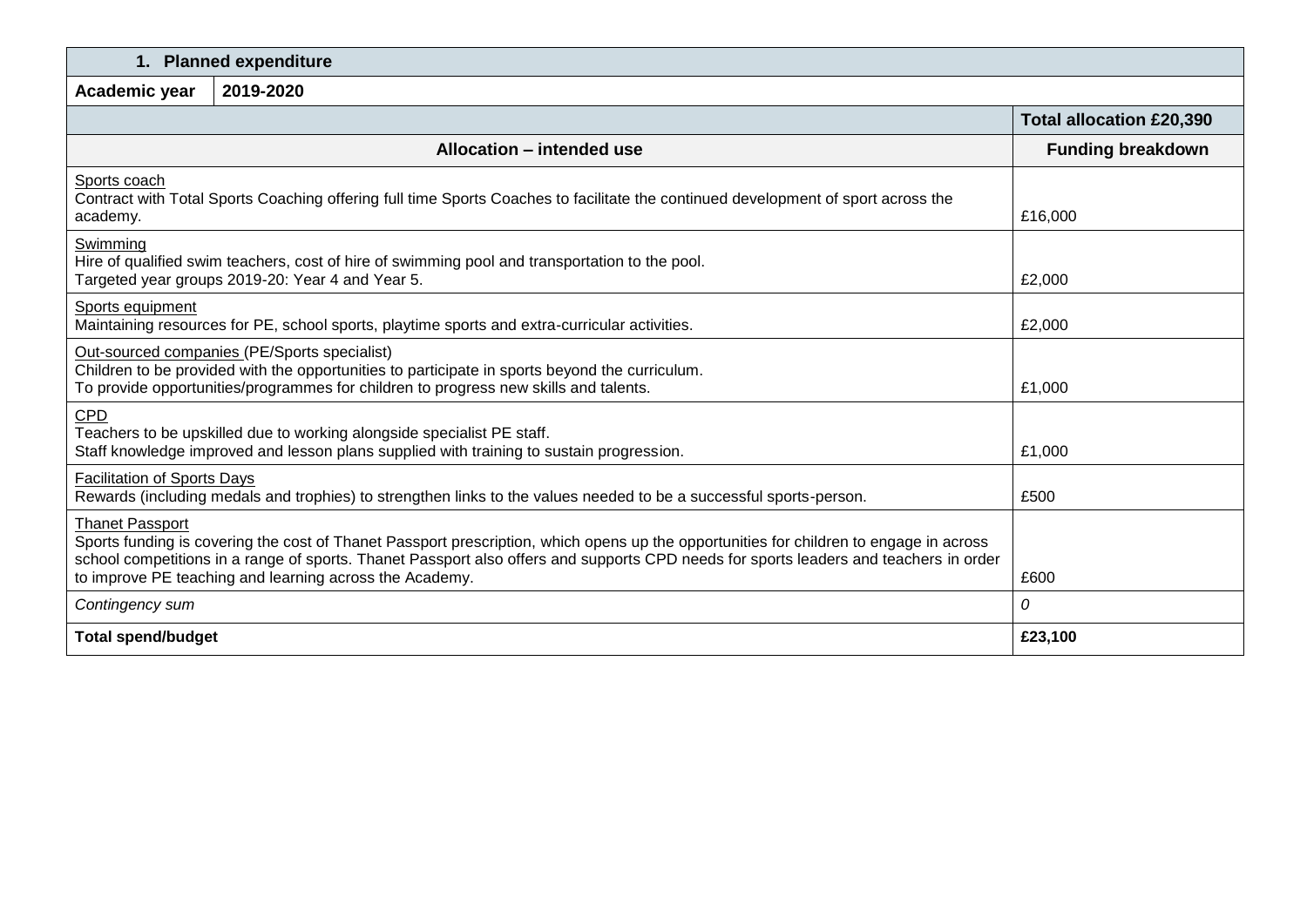| 1. Planned expenditure | |
|---|---|
| **Academic year** 2019-2020 | |
| | **Total allocation £20,390** |
| **Allocation – intended use** | **Funding breakdown** |
| Sports coach<br>Contract with Total Sports Coaching offering full time Sports Coaches to facilitate the continued development of sport across the academy. | £16,000 |
| Swimming<br>Hire of qualified swim teachers, cost of hire of swimming pool and transportation to the pool.<br>Targeted year groups 2019-20: Year 4 and Year 5. | £2,000 |
| Sports equipment<br>Maintaining resources for PE, school sports, playtime sports and extra-curricular activities. | £2,000 |
| Out-sourced companies (PE/Sports specialist)<br>Children to be provided with the opportunities to participate in sports beyond the curriculum.<br>To provide opportunities/programmes for children to progress new skills and talents. | £1,000 |
| CPD<br>Teachers to be upskilled due to working alongside specialist PE staff.<br>Staff knowledge improved and lesson plans supplied with training to sustain progression. | £1,000 |
| Facilitation of Sports Days<br>Rewards (including medals and trophies) to strengthen links to the values needed to be a successful sports-person. | £500 |
| Thanet Passport<br>Sports funding is covering the cost of Thanet Passport prescription, which opens up the opportunities for children to engage in across school competitions in a range of sports. Thanet Passport also offers and supports CPD needs for sports leaders and teachers in order to improve PE teaching and learning across the Academy. | £600 |
| *Contingency sum* | *0* |
| **Total spend/budget** | **£23,100** |